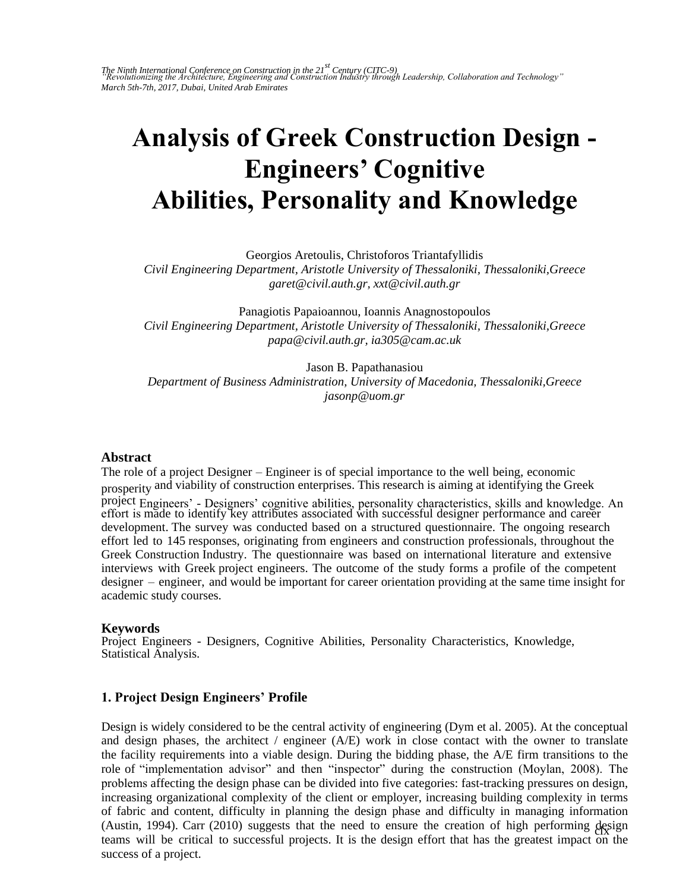# Analysis of Greek Construction Design - Engineers' Cognitive Abilities, Personality and Knowledge

Georgios Aretoulis, Christoforos Triantafyllidis
*Civil Engineering Department, Aristotle University of Thessaloniki, Thessaloniki,Greece*
*garet@civil.auth.gr, xxt@civil.auth.gr*

Panagiotis Papaioannou, Ioannis Anagnostopoulos
*Civil Engineering Department, Aristotle University of Thessaloniki, Thessaloniki,Greece*
*papa@civil.auth.gr, ia305@cam.ac.uk*

Jason B. Papathanasiou
*Department of Business Administration, University of Macedonia, Thessaloniki,Greece*
*jasonp@uom.gr*

## Abstract

The role of a project Designer – Engineer is of special importance to the well being, economic prosperity and viability of construction enterprises. This research is aiming at identifying the Greek project Engineers' - Designers' cognitive abilities, personality characteristics, skills and knowledge. An effort is made to identify key attributes associated with successful designer performance and career development. The survey was conducted based on a structured questionnaire. The ongoing research effort led to 145 responses, originating from engineers and construction professionals, throughout the Greek Construction Industry. The questionnaire was based on international literature and extensive interviews with Greek project engineers. The outcome of the study forms a profile of the competent designer – engineer, and would be important for career orientation providing at the same time insight for academic study courses.

## Keywords

Project Engineers - Designers, Cognitive Abilities, Personality Characteristics, Knowledge, Statistical Analysis.

## 1. Project Design Engineers' Profile

Design is widely considered to be the central activity of engineering (Dym et al. 2005). At the conceptual and design phases, the architect / engineer (A/E) work in close contact with the owner to translate the facility requirements into a viable design. During the bidding phase, the A/E firm transitions to the role of "implementation advisor" and then "inspector" during the construction (Moylan, 2008). The problems affecting the design phase can be divided into five categories: fast-tracking pressures on design, increasing organizational complexity of the client or employer, increasing building complexity in terms of fabric and content, difficulty in planning the design phase and difficulty in managing information (Austin, 1994). Carr (2010) suggests that the need to ensure the creation of high performing design teams will be critical to successful projects. It is the design effort that has the greatest impact on the success of a project.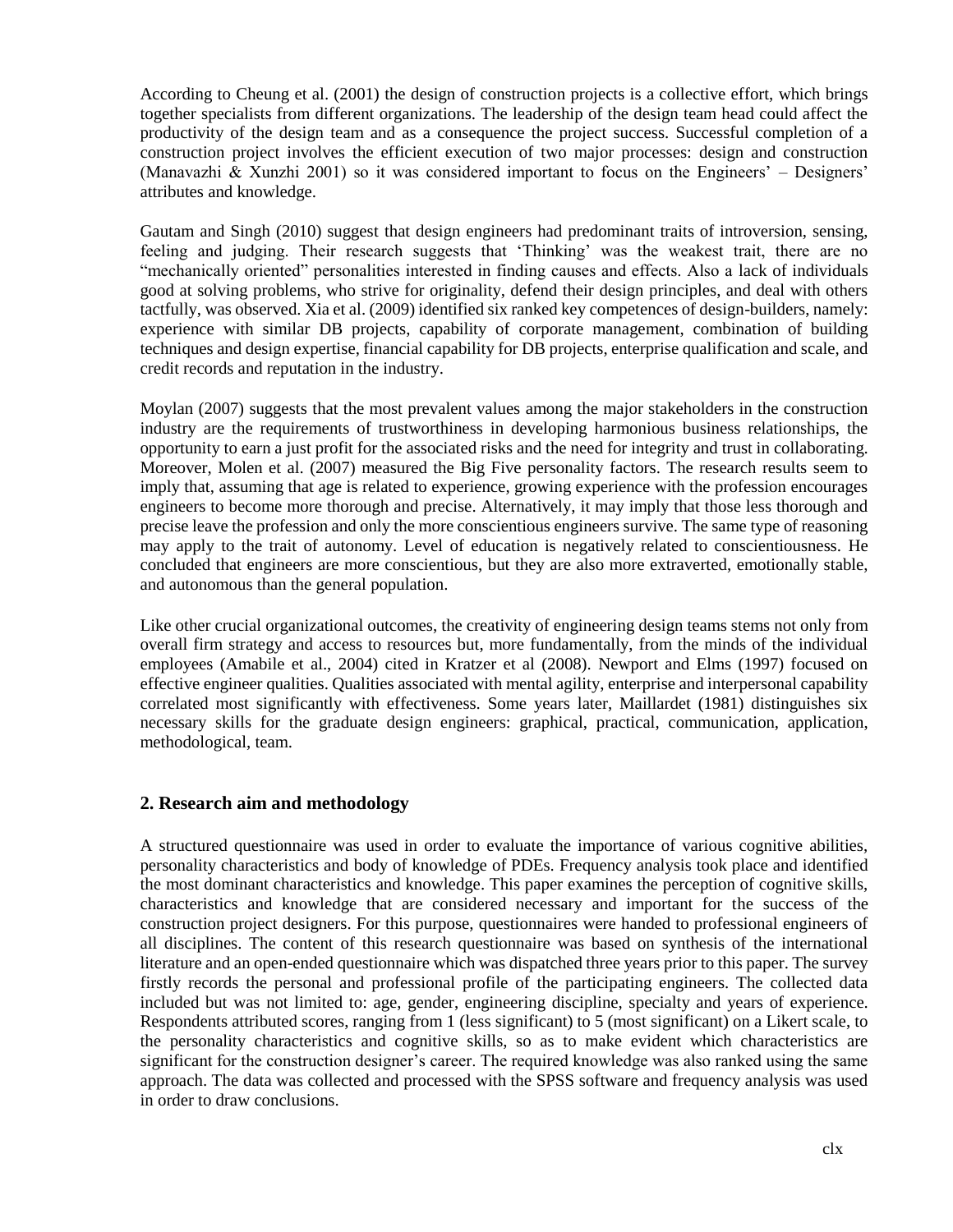According to Cheung et al. (2001) the design of construction projects is a collective effort, which brings together specialists from different organizations. The leadership of the design team head could affect the productivity of the design team and as a consequence the project success. Successful completion of a construction project involves the efficient execution of two major processes: design and construction (Manavazhi & Xunzhi 2001) so it was considered important to focus on the Engineers' – Designers' attributes and knowledge.

Gautam and Singh (2010) suggest that design engineers had predominant traits of introversion, sensing, feeling and judging. Their research suggests that 'Thinking' was the weakest trait, there are no "mechanically oriented" personalities interested in finding causes and effects. Also a lack of individuals good at solving problems, who strive for originality, defend their design principles, and deal with others tactfully, was observed. Xia et al. (2009) identified six ranked key competences of design-builders, namely: experience with similar DB projects, capability of corporate management, combination of building techniques and design expertise, financial capability for DB projects, enterprise qualification and scale, and credit records and reputation in the industry.

Moylan (2007) suggests that the most prevalent values among the major stakeholders in the construction industry are the requirements of trustworthiness in developing harmonious business relationships, the opportunity to earn a just profit for the associated risks and the need for integrity and trust in collaborating. Moreover, Molen et al. (2007) measured the Big Five personality factors. The research results seem to imply that, assuming that age is related to experience, growing experience with the profession encourages engineers to become more thorough and precise. Alternatively, it may imply that those less thorough and precise leave the profession and only the more conscientious engineers survive. The same type of reasoning may apply to the trait of autonomy. Level of education is negatively related to conscientiousness. He concluded that engineers are more conscientious, but they are also more extraverted, emotionally stable, and autonomous than the general population.

Like other crucial organizational outcomes, the creativity of engineering design teams stems not only from overall firm strategy and access to resources but, more fundamentally, from the minds of the individual employees (Amabile et al., 2004) cited in Kratzer et al (2008). Newport and Elms (1997) focused on effective engineer qualities. Qualities associated with mental agility, enterprise and interpersonal capability correlated most significantly with effectiveness. Some years later, Maillardet (1981) distinguishes six necessary skills for the graduate design engineers: graphical, practical, communication, application, methodological, team.

## 2. Research aim and methodology

A structured questionnaire was used in order to evaluate the importance of various cognitive abilities, personality characteristics and body of knowledge of PDEs. Frequency analysis took place and identified the most dominant characteristics and knowledge. This paper examines the perception of cognitive skills, characteristics and knowledge that are considered necessary and important for the success of the construction project designers. For this purpose, questionnaires were handed to professional engineers of all disciplines. The content of this research questionnaire was based on synthesis of the international literature and an open-ended questionnaire which was dispatched three years prior to this paper. The survey firstly records the personal and professional profile of the participating engineers. The collected data included but was not limited to: age, gender, engineering discipline, specialty and years of experience. Respondents attributed scores, ranging from 1 (less significant) to 5 (most significant) on a Likert scale, to the personality characteristics and cognitive skills, so as to make evident which characteristics are significant for the construction designer's career. The required knowledge was also ranked using the same approach. The data was collected and processed with the SPSS software and frequency analysis was used in order to draw conclusions.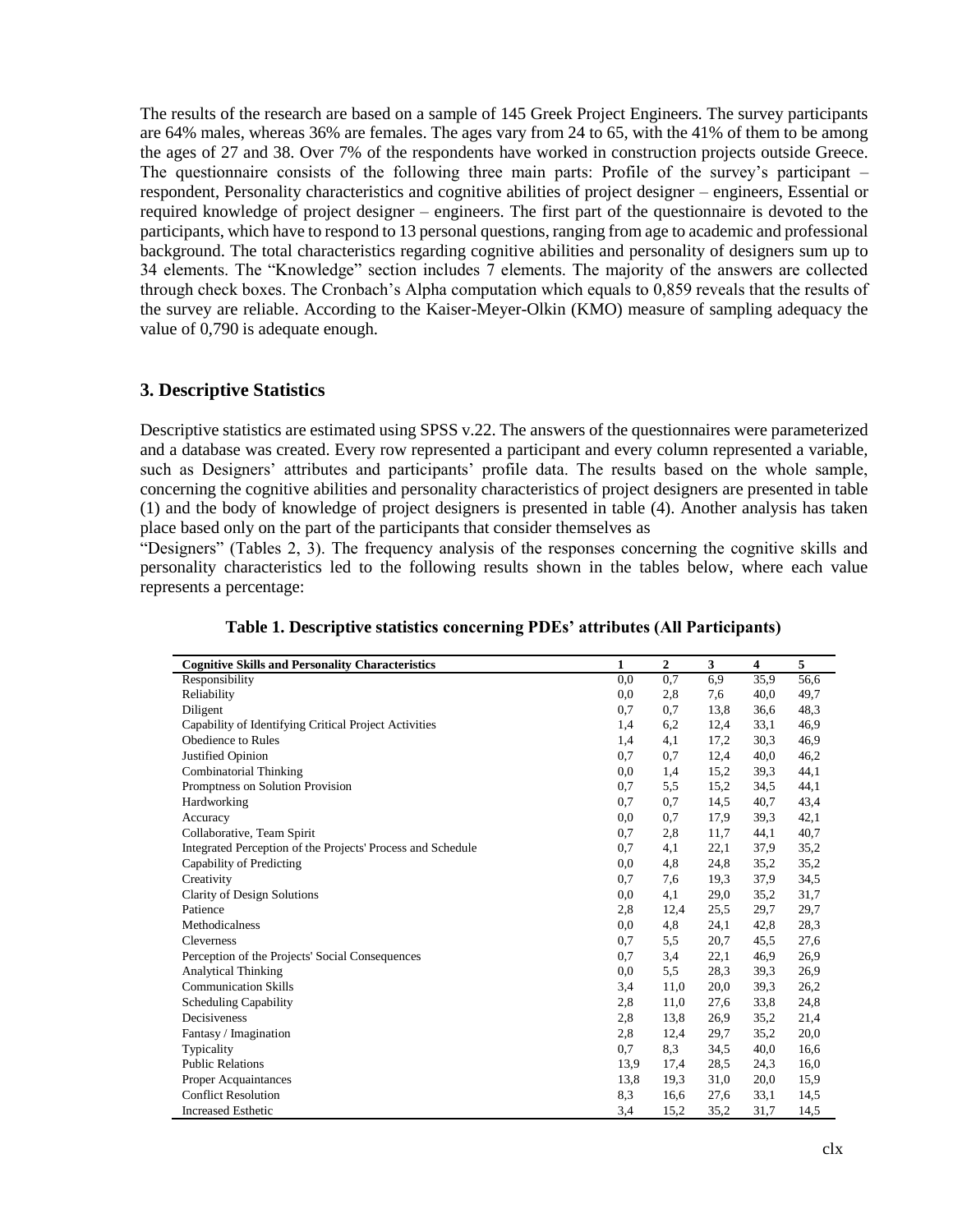The results of the research are based on a sample of 145 Greek Project Engineers. The survey participants are 64% males, whereas 36% are females. The ages vary from 24 to 65, with the 41% of them to be among the ages of 27 and 38. Over 7% of the respondents have worked in construction projects outside Greece. The questionnaire consists of the following three main parts: Profile of the survey's participant – respondent, Personality characteristics and cognitive abilities of project designer – engineers, Essential or required knowledge of project designer – engineers. The first part of the questionnaire is devoted to the participants, which have to respond to 13 personal questions, ranging from age to academic and professional background. The total characteristics regarding cognitive abilities and personality of designers sum up to 34 elements. The "Knowledge" section includes 7 elements. The majority of the answers are collected through check boxes. The Cronbach's Alpha computation which equals to 0,859 reveals that the results of the survey are reliable. According to the Kaiser-Meyer-Olkin (KMO) measure of sampling adequacy the value of 0,790 is adequate enough.

## 3. Descriptive Statistics

Descriptive statistics are estimated using SPSS v.22. The answers of the questionnaires were parameterized and a database was created. Every row represented a participant and every column represented a variable, such as Designers' attributes and participants' profile data. The results based on the whole sample, concerning the cognitive abilities and personality characteristics of project designers are presented in table (1) and the body of knowledge of project designers is presented in table (4). Another analysis has taken place based only on the part of the participants that consider themselves as "Designers" (Tables 2, 3). The frequency analysis of the responses concerning the cognitive skills and personality characteristics led to the following results shown in the tables below, where each value represents a percentage:

**Table 1. Descriptive statistics concerning PDEs' attributes (All Participants)**

| Cognitive Skills and Personality Characteristics | 1 | 2 | 3 | 4 | 5 |
|---|---|---|---|---|---|
| Responsibility | 0,0 | 0,7 | 6,9 | 35,9 | 56,6 |
| Reliability | 0,0 | 2,8 | 7,6 | 40,0 | 49,7 |
| Diligent | 0,7 | 0,7 | 13,8 | 36,6 | 48,3 |
| Capability of Identifying Critical Project Activities | 1,4 | 6,2 | 12,4 | 33,1 | 46,9 |
| Obedience to Rules | 1,4 | 4,1 | 17,2 | 30,3 | 46,9 |
| Justified Opinion | 0,7 | 0,7 | 12,4 | 40,0 | 46,2 |
| Combinatorial Thinking | 0,0 | 1,4 | 15,2 | 39,3 | 44,1 |
| Promptness on Solution Provision | 0,7 | 5,5 | 15,2 | 34,5 | 44,1 |
| Hardworking | 0,7 | 0,7 | 14,5 | 40,7 | 43,4 |
| Accuracy | 0,0 | 0,7 | 17,9 | 39,3 | 42,1 |
| Collaborative, Team Spirit | 0,7 | 2,8 | 11,7 | 44,1 | 40,7 |
| Integrated Perception of the Projects' Process and Schedule | 0,7 | 4,1 | 22,1 | 37,9 | 35,2 |
| Capability of Predicting | 0,0 | 4,8 | 24,8 | 35,2 | 35,2 |
| Creativity | 0,7 | 7,6 | 19,3 | 37,9 | 34,5 |
| Clarity of Design Solutions | 0,0 | 4,1 | 29,0 | 35,2 | 31,7 |
| Patience | 2,8 | 12,4 | 25,5 | 29,7 | 29,7 |
| Methodicalness | 0,0 | 4,8 | 24,1 | 42,8 | 28,3 |
| Cleverness | 0,7 | 5,5 | 20,7 | 45,5 | 27,6 |
| Perception of the Projects' Social Consequences | 0,7 | 3,4 | 22,1 | 46,9 | 26,9 |
| Analytical Thinking | 0,0 | 5,5 | 28,3 | 39,3 | 26,9 |
| Communication Skills | 3,4 | 11,0 | 20,0 | 39,3 | 26,2 |
| Scheduling Capability | 2,8 | 11,0 | 27,6 | 33,8 | 24,8 |
| Decisiveness | 2,8 | 13,8 | 26,9 | 35,2 | 21,4 |
| Fantasy / Imagination | 2,8 | 12,4 | 29,7 | 35,2 | 20,0 |
| Typicality | 0,7 | 8,3 | 34,5 | 40,0 | 16,6 |
| Public Relations | 13,9 | 17,4 | 28,5 | 24,3 | 16,0 |
| Proper Acquaintances | 13,8 | 19,3 | 31,0 | 20,0 | 15,9 |
| Conflict Resolution | 8,3 | 16,6 | 27,6 | 33,1 | 14,5 |
| Increased Esthetic | 3,4 | 15,2 | 35,2 | 31,7 | 14,5 |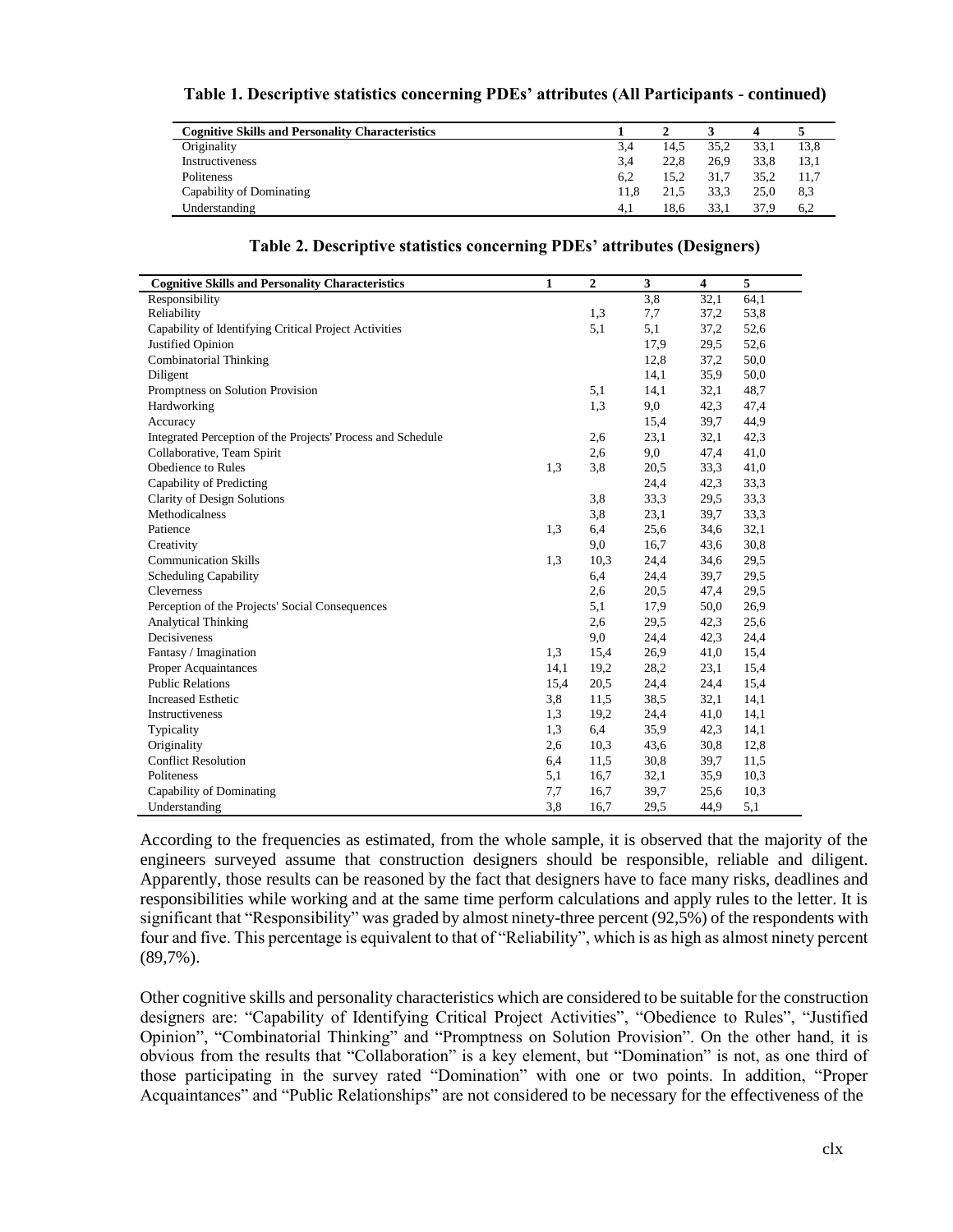**Table 1. Descriptive statistics concerning PDEs' attributes (All Participants - continued)**

| Cognitive Skills and Personality Characteristics | 1 | 2 | 3 | 4 | 5 |
|---|---|---|---|---|---|
| Originality | 3,4 | 14,5 | 35,2 | 33,1 | 13,8 |
| Instructiveness | 3,4 | 22,8 | 26,9 | 33,8 | 13,1 |
| Politeness | 6,2 | 15,2 | 31,7 | 35,2 | 11,7 |
| Capability of Dominating | 11,8 | 21,5 | 33,3 | 25,0 | 8,3 |
| Understanding | 4,1 | 18,6 | 33,1 | 37,9 | 6,2 |

**Table 2. Descriptive statistics concerning PDEs' attributes (Designers)**

| Cognitive Skills and Personality Characteristics | 1 | 2 | 3 | 4 | 5 |
|---|---|---|---|---|---|
| Responsibility | | | 3,8 | 32,1 | 64,1 |
| Reliability | | 1,3 | 7,7 | 37,2 | 53,8 |
| Capability of Identifying Critical Project Activities | | 5,1 | 5,1 | 37,2 | 52,6 |
| Justified Opinion | | | 17,9 | 29,5 | 52,6 |
| Combinatorial Thinking | | | 12,8 | 37,2 | 50,0 |
| Diligent | | | 14,1 | 35,9 | 50,0 |
| Promptness on Solution Provision | | 5,1 | 14,1 | 32,1 | 48,7 |
| Hardworking | | 1,3 | 9,0 | 42,3 | 47,4 |
| Accuracy | | | 15,4 | 39,7 | 44,9 |
| Integrated Perception of the Projects' Process and Schedule | | 2,6 | 23,1 | 32,1 | 42,3 |
| Collaborative, Team Spirit | | 2,6 | 9,0 | 47,4 | 41,0 |
| Obedience to Rules | 1,3 | 3,8 | 20,5 | 33,3 | 41,0 |
| Capability of Predicting | | | 24,4 | 42,3 | 33,3 |
| Clarity of Design Solutions | | 3,8 | 33,3 | 29,5 | 33,3 |
| Methodicalness | | 3,8 | 23,1 | 39,7 | 33,3 |
| Patience | 1,3 | 6,4 | 25,6 | 34,6 | 32,1 |
| Creativity | | 9,0 | 16,7 | 43,6 | 30,8 |
| Communication Skills | 1,3 | 10,3 | 24,4 | 34,6 | 29,5 |
| Scheduling Capability | | 6,4 | 24,4 | 39,7 | 29,5 |
| Cleverness | | 2,6 | 20,5 | 47,4 | 29,5 |
| Perception of the Projects' Social Consequences | | 5,1 | 17,9 | 50,0 | 26,9 |
| Analytical Thinking | | 2,6 | 29,5 | 42,3 | 25,6 |
| Decisiveness | | 9,0 | 24,4 | 42,3 | 24,4 |
| Fantasy / Imagination | 1,3 | 15,4 | 26,9 | 41,0 | 15,4 |
| Proper Acquaintances | 14,1 | 19,2 | 28,2 | 23,1 | 15,4 |
| Public Relations | 15,4 | 20,5 | 24,4 | 24,4 | 15,4 |
| Increased Esthetic | 3,8 | 11,5 | 38,5 | 32,1 | 14,1 |
| Instructiveness | 1,3 | 19,2 | 24,4 | 41,0 | 14,1 |
| Typicality | 1,3 | 6,4 | 35,9 | 42,3 | 14,1 |
| Originality | 2,6 | 10,3 | 43,6 | 30,8 | 12,8 |
| Conflict Resolution | 6,4 | 11,5 | 30,8 | 39,7 | 11,5 |
| Politeness | 5,1 | 16,7 | 32,1 | 35,9 | 10,3 |
| Capability of Dominating | 7,7 | 16,7 | 39,7 | 25,6 | 10,3 |
| Understanding | 3,8 | 16,7 | 29,5 | 44,9 | 5,1 |

According to the frequencies as estimated, from the whole sample, it is observed that the majority of the engineers surveyed assume that construction designers should be responsible, reliable and diligent. Apparently, those results can be reasoned by the fact that designers have to face many risks, deadlines and responsibilities while working and at the same time perform calculations and apply rules to the letter. It is significant that "Responsibility" was graded by almost ninety-three percent (92,5%) of the respondents with four and five. This percentage is equivalent to that of "Reliability", which is as high as almost ninety percent (89,7%).

Other cognitive skills and personality characteristics which are considered to be suitable for the construction designers are: "Capability of Identifying Critical Project Activities", "Obedience to Rules", "Justified Opinion", "Combinatorial Thinking" and "Promptness on Solution Provision". On the other hand, it is obvious from the results that "Collaboration" is a key element, but "Domination" is not, as one third of those participating in the survey rated "Domination" with one or two points. In addition, "Proper Acquaintances" and "Public Relationships" are not considered to be necessary for the effectiveness of the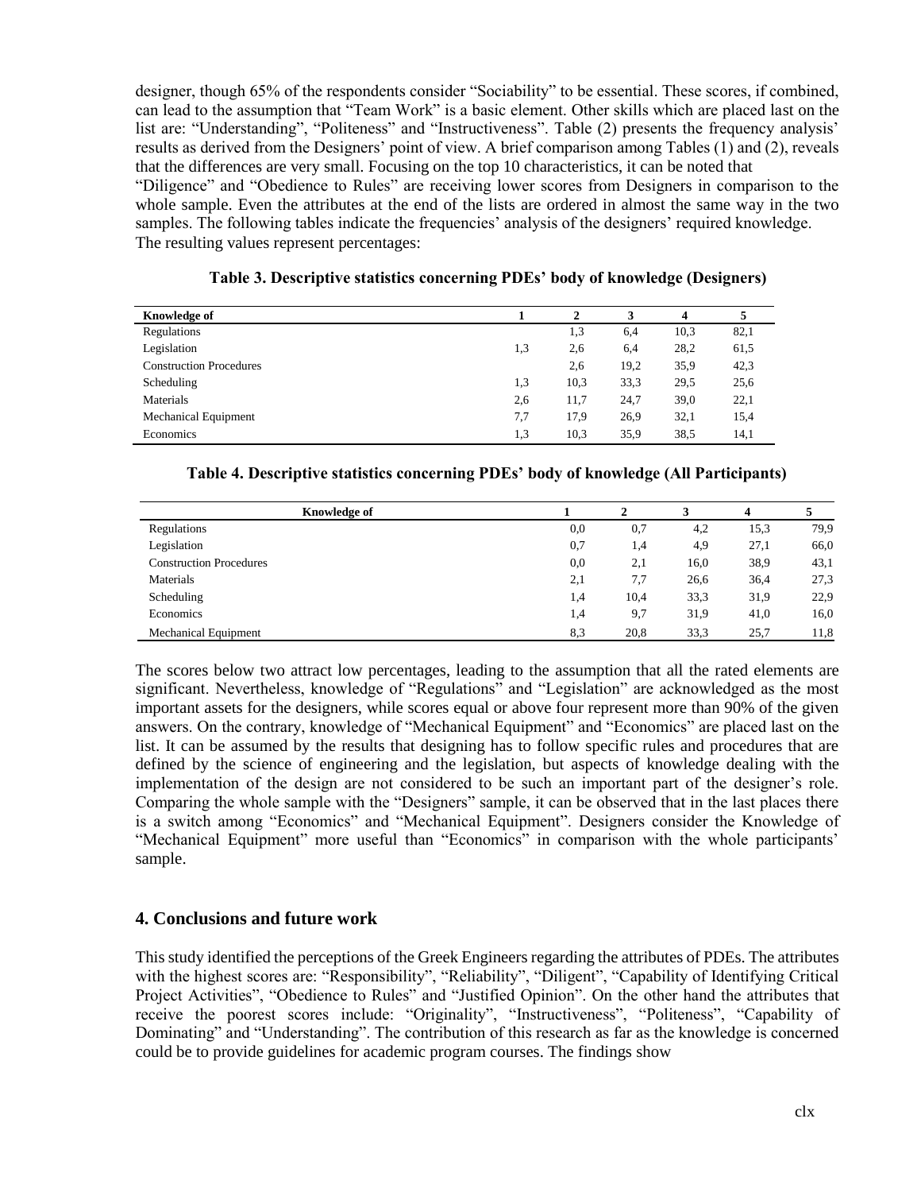designer, though 65% of the respondents consider "Sociability" to be essential. These scores, if combined, can lead to the assumption that "Team Work" is a basic element. Other skills which are placed last on the list are: "Understanding", "Politeness" and "Instructiveness". Table (2) presents the frequency analysis' results as derived from the Designers' point of view. A brief comparison among Tables (1) and (2), reveals that the differences are very small. Focusing on the top 10 characteristics, it can be noted that "Diligence" and "Obedience to Rules" are receiving lower scores from Designers in comparison to the whole sample. Even the attributes at the end of the lists are ordered in almost the same way in the two samples. The following tables indicate the frequencies' analysis of the designers' required knowledge. The resulting values represent percentages:

**Table 3. Descriptive statistics concerning PDEs' body of knowledge (Designers)**

| Knowledge of | 1 | 2 | 3 | 4 | 5 |
|---|---|---|---|---|---|
| Regulations | | 1,3 | 6,4 | 10,3 | 82,1 |
| Legislation | 1,3 | 2,6 | 6,4 | 28,2 | 61,5 |
| Construction Procedures | | 2,6 | 19,2 | 35,9 | 42,3 |
| Scheduling | 1,3 | 10,3 | 33,3 | 29,5 | 25,6 |
| Materials | 2,6 | 11,7 | 24,7 | 39,0 | 22,1 |
| Mechanical Equipment | 7,7 | 17,9 | 26,9 | 32,1 | 15,4 |
| Economics | 1,3 | 10,3 | 35,9 | 38,5 | 14,1 |

**Table 4. Descriptive statistics concerning PDEs' body of knowledge (All Participants)**

| Knowledge of | 1 | 2 | 3 | 4 | 5 |
|---|---|---|---|---|---|
| Regulations | 0,0 | 0,7 | 4,2 | 15,3 | 79,9 |
| Legislation | 0,7 | 1,4 | 4,9 | 27,1 | 66,0 |
| Construction Procedures | 0,0 | 2,1 | 16,0 | 38,9 | 43,1 |
| Materials | 2,1 | 7,7 | 26,6 | 36,4 | 27,3 |
| Scheduling | 1,4 | 10,4 | 33,3 | 31,9 | 22,9 |
| Economics | 1,4 | 9,7 | 31,9 | 41,0 | 16,0 |
| Mechanical Equipment | 8,3 | 20,8 | 33,3 | 25,7 | 11,8 |

The scores below two attract low percentages, leading to the assumption that all the rated elements are significant. Nevertheless, knowledge of "Regulations" and "Legislation" are acknowledged as the most important assets for the designers, while scores equal or above four represent more than 90% of the given answers. On the contrary, knowledge of "Mechanical Equipment" and "Economics" are placed last on the list. It can be assumed by the results that designing has to follow specific rules and procedures that are defined by the science of engineering and the legislation, but aspects of knowledge dealing with the implementation of the design are not considered to be such an important part of the designer's role. Comparing the whole sample with the "Designers" sample, it can be observed that in the last places there is a switch among "Economics" and "Mechanical Equipment". Designers consider the Knowledge of "Mechanical Equipment" more useful than "Economics" in comparison with the whole participants' sample.

## 4. Conclusions and future work

This study identified the perceptions of the Greek Engineers regarding the attributes of PDEs. The attributes with the highest scores are: "Responsibility", "Reliability", "Diligent", "Capability of Identifying Critical Project Activities", "Obedience to Rules" and "Justified Opinion". On the other hand the attributes that receive the poorest scores include: "Originality", "Instructiveness", "Politeness", "Capability of Dominating" and "Understanding". The contribution of this research as far as the knowledge is concerned could be to provide guidelines for academic program courses. The findings show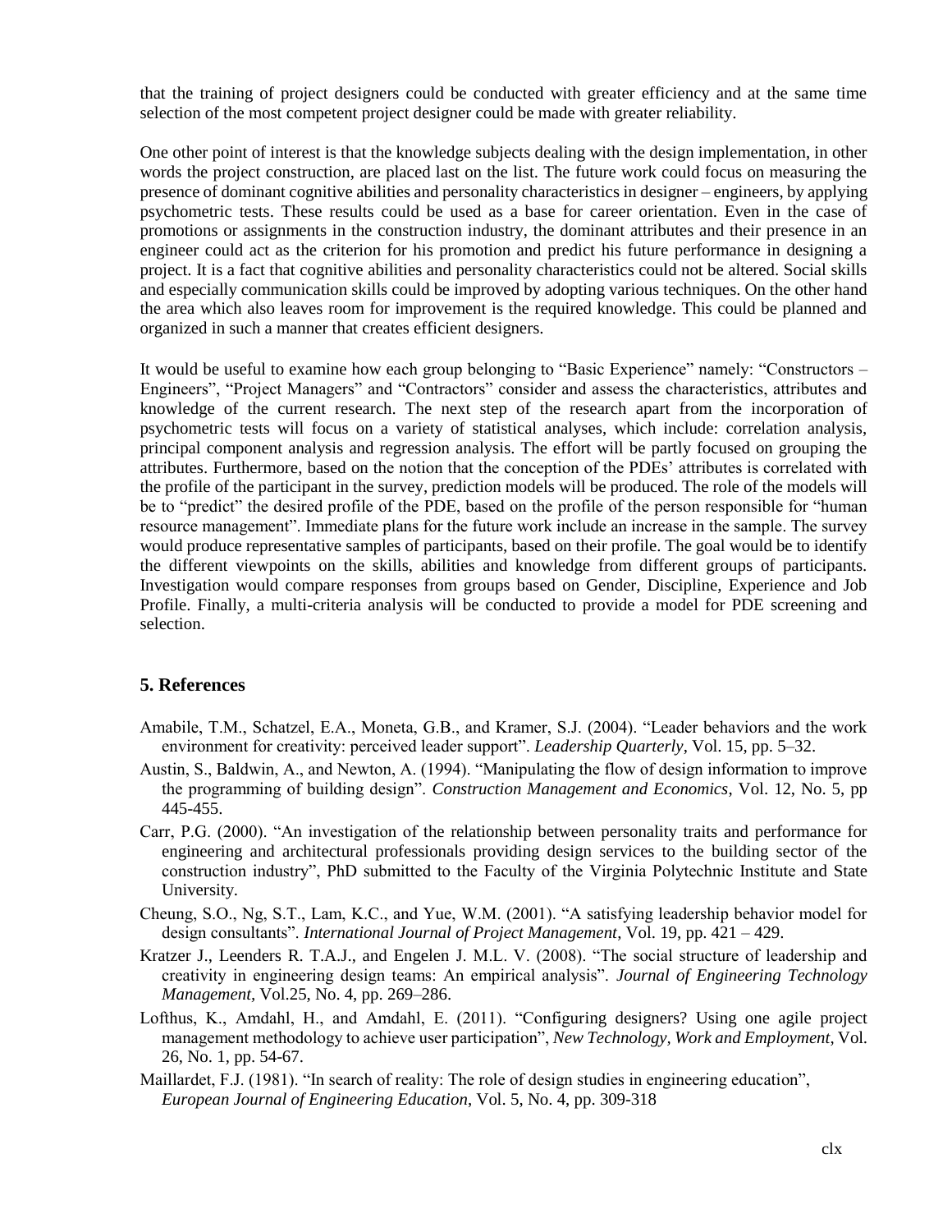that the training of project designers could be conducted with greater efficiency and at the same time selection of the most competent project designer could be made with greater reliability.

One other point of interest is that the knowledge subjects dealing with the design implementation, in other words the project construction, are placed last on the list. The future work could focus on measuring the presence of dominant cognitive abilities and personality characteristics in designer – engineers, by applying psychometric tests. These results could be used as a base for career orientation. Even in the case of promotions or assignments in the construction industry, the dominant attributes and their presence in an engineer could act as the criterion for his promotion and predict his future performance in designing a project. It is a fact that cognitive abilities and personality characteristics could not be altered. Social skills and especially communication skills could be improved by adopting various techniques. On the other hand the area which also leaves room for improvement is the required knowledge. This could be planned and organized in such a manner that creates efficient designers.

It would be useful to examine how each group belonging to "Basic Experience" namely: "Constructors – Engineers", "Project Managers" and "Contractors" consider and assess the characteristics, attributes and knowledge of the current research. The next step of the research apart from the incorporation of psychometric tests will focus on a variety of statistical analyses, which include: correlation analysis, principal component analysis and regression analysis. The effort will be partly focused on grouping the attributes. Furthermore, based on the notion that the conception of the PDEs' attributes is correlated with the profile of the participant in the survey, prediction models will be produced. The role of the models will be to "predict" the desired profile of the PDE, based on the profile of the person responsible for "human resource management". Immediate plans for the future work include an increase in the sample. The survey would produce representative samples of participants, based on their profile. The goal would be to identify the different viewpoints on the skills, abilities and knowledge from different groups of participants. Investigation would compare responses from groups based on Gender, Discipline, Experience and Job Profile. Finally, a multi-criteria analysis will be conducted to provide a model for PDE screening and selection.

## 5. References

Amabile, T.M., Schatzel, E.A., Moneta, G.B., and Kramer, S.J. (2004). "Leader behaviors and the work environment for creativity: perceived leader support". *Leadership Quarterly*, Vol. 15, pp. 5–32.

Austin, S., Baldwin, A., and Newton, A. (1994). "Manipulating the flow of design information to improve the programming of building design". *Construction Management and Economics*, Vol. 12, No. 5, pp 445-455.

Carr, P.G. (2000). "An investigation of the relationship between personality traits and performance for engineering and architectural professionals providing design services to the building sector of the construction industry", PhD submitted to the Faculty of the Virginia Polytechnic Institute and State University.

Cheung, S.O., Ng, S.T., Lam, K.C., and Yue, W.M. (2001). "A satisfying leadership behavior model for design consultants". *International Journal of Project Management*, Vol. 19, pp. 421 – 429.

Kratzer J., Leenders R. T.A.J., and Engelen J. M.L. V. (2008). "The social structure of leadership and creativity in engineering design teams: An empirical analysis". *Journal of Engineering Technology Management*, Vol.25, No. 4, pp. 269–286.

Lofthus, K., Amdahl, H., and Amdahl, E. (2011). "Configuring designers? Using one agile project management methodology to achieve user participation", *New Technology, Work and Employment*, Vol. 26, No. 1, pp. 54-67.

Maillardet, F.J. (1981). "In search of reality: The role of design studies in engineering education", *European Journal of Engineering Education*, Vol. 5, No. 4, pp. 309-318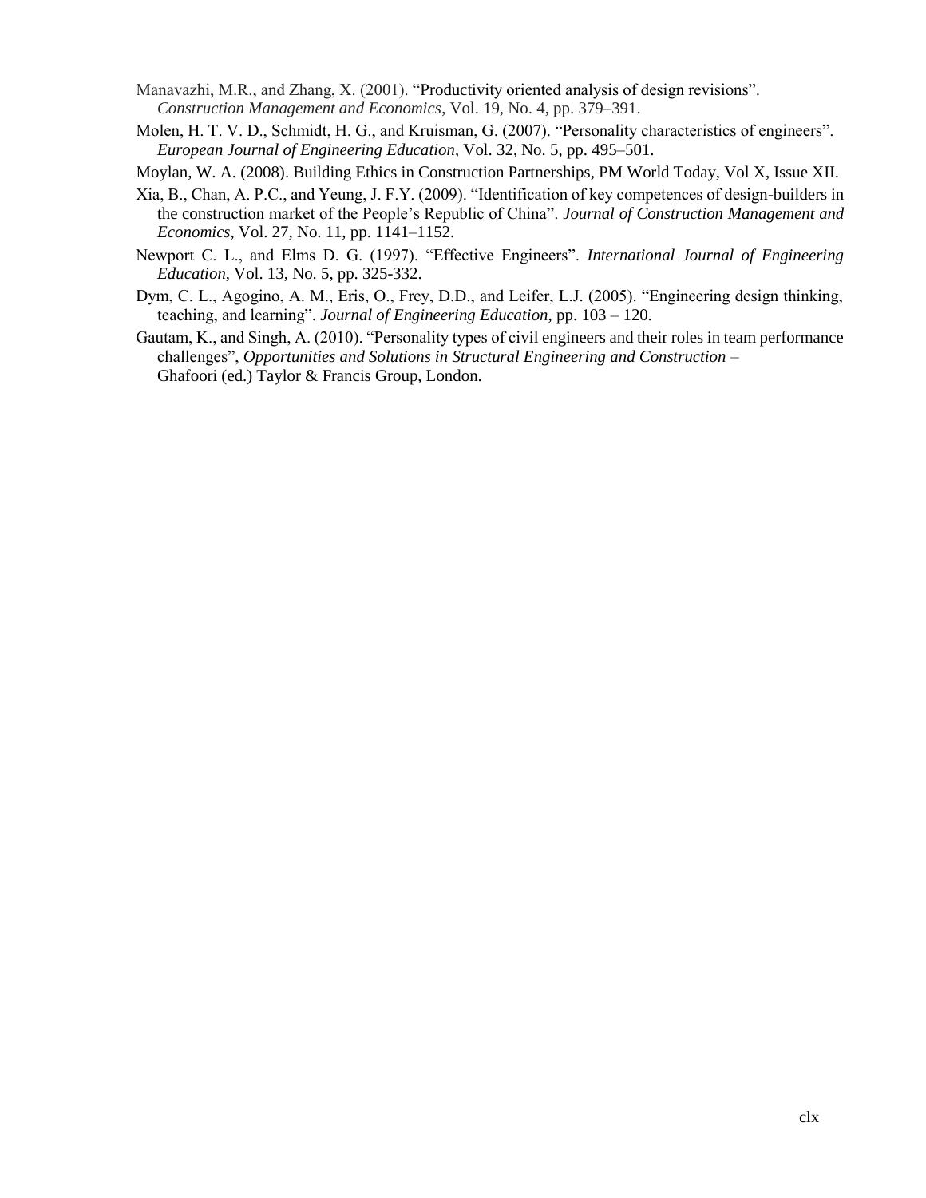Manavazhi, M.R., and Zhang, X. (2001). "Productivity oriented analysis of design revisions". *Construction Management and Economics*, Vol. 19, No. 4, pp. 379–391.

Molen, H. T. V. D., Schmidt, H. G., and Kruisman, G. (2007). "Personality characteristics of engineers". *European Journal of Engineering Education*, Vol. 32, No. 5, pp. 495–501.

Moylan, W. A. (2008). Building Ethics in Construction Partnerships, PM World Today, Vol X, Issue XII.

Xia, B., Chan, A. P.C., and Yeung, J. F.Y. (2009). "Identification of key competences of design-builders in the construction market of the People's Republic of China". *Journal of Construction Management and Economics*, Vol. 27, No. 11, pp. 1141–1152.

Newport C. L., and Elms D. G. (1997). "Effective Engineers". *International Journal of Engineering Education*, Vol. 13, No. 5, pp. 325-332.

Dym, C. L., Agogino, A. M., Eris, O., Frey, D.D., and Leifer, L.J. (2005). "Engineering design thinking, teaching, and learning". *Journal of Engineering Education*, pp. 103 – 120.

Gautam, K., and Singh, A. (2010). "Personality types of civil engineers and their roles in team performance challenges", *Opportunities and Solutions in Structural Engineering and Construction* – Ghafoori (ed.) Taylor & Francis Group, London.